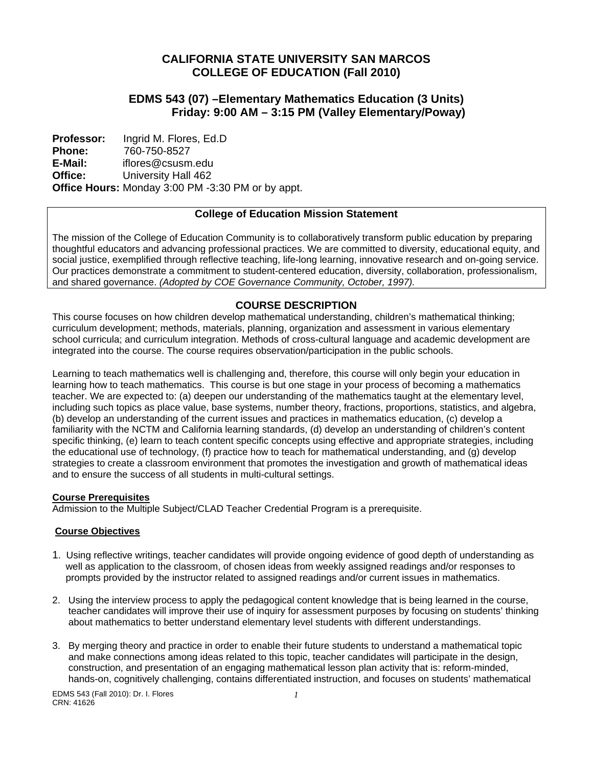# CALIFORNIA STATE UNIVERSITY SAN MARCOS
# COLLEGE OF EDUCATION (Fall 2010)

## EDMS 543 (07) –Elementary Mathematics Education (3 Units)
## Friday: 9:00 AM – 3:15 PM (Valley Elementary/Poway)

**Professor:** Ingrid M. Flores, Ed.D
**Phone:** 760-750-8527
**E-Mail:** iflores@csusm.edu
**Office:** University Hall 462
**Office Hours:** Monday 3:00 PM -3:30 PM or by appt.

**College of Education Mission Statement**

The mission of the College of Education Community is to collaboratively transform public education by preparing thoughtful educators and advancing professional practices. We are committed to diversity, educational equity, and social justice, exemplified through reflective teaching, life-long learning, innovative research and on-going service. Our practices demonstrate a commitment to student-centered education, diversity, collaboration, professionalism, and shared governance. *(Adopted by COE Governance Community, October, 1997).*

## COURSE DESCRIPTION

This course focuses on how children develop mathematical understanding, children's mathematical thinking; curriculum development; methods, materials, planning, organization and assessment in various elementary school curricula; and curriculum integration. Methods of cross-cultural language and academic development are integrated into the course. The course requires observation/participation in the public schools.

Learning to teach mathematics well is challenging and, therefore, this course will only begin your education in learning how to teach mathematics. This course is but one stage in your process of becoming a mathematics teacher. We are expected to: (a) deepen our understanding of the mathematics taught at the elementary level, including such topics as place value, base systems, number theory, fractions, proportions, statistics, and algebra, (b) develop an understanding of the current issues and practices in mathematics education, (c) develop a familiarity with the NCTM and California learning standards, (d) develop an understanding of children's content specific thinking, (e) learn to teach content specific concepts using effective and appropriate strategies, including the educational use of technology, (f) practice how to teach for mathematical understanding, and (g) develop strategies to create a classroom environment that promotes the investigation and growth of mathematical ideas and to ensure the success of all students in multi-cultural settings.

**Course Prerequisites**

Admission to the Multiple Subject/CLAD Teacher Credential Program is a prerequisite.

**Course Objectives**

1. Using reflective writings, teacher candidates will provide ongoing evidence of good depth of understanding as well as application to the classroom, of chosen ideas from weekly assigned readings and/or responses to prompts provided by the instructor related to assigned readings and/or current issues in mathematics.

2. Using the interview process to apply the pedagogical content knowledge that is being learned in the course, teacher candidates will improve their use of inquiry for assessment purposes by focusing on students' thinking about mathematics to better understand elementary level students with different understandings.

3. By merging theory and practice in order to enable their future students to understand a mathematical topic and make connections among ideas related to this topic, teacher candidates will participate in the design, construction, and presentation of an engaging mathematical lesson plan activity that is: reform-minded, hands-on, cognitively challenging, contains differentiated instruction, and focuses on students' mathematical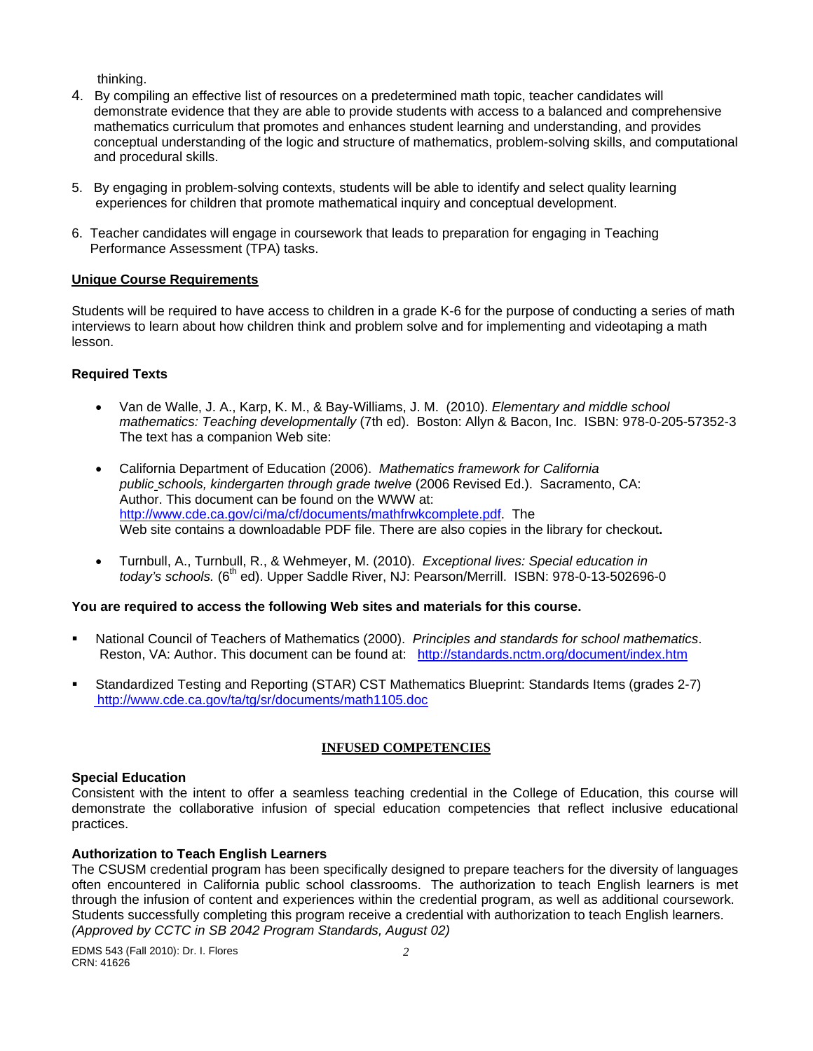thinking.

4. By compiling an effective list of resources on a predetermined math topic, teacher candidates will demonstrate evidence that they are able to provide students with access to a balanced and comprehensive mathematics curriculum that promotes and enhances student learning and understanding, and provides conceptual understanding of the logic and structure of mathematics, problem-solving skills, and computational and procedural skills.

5. By engaging in problem-solving contexts, students will be able to identify and select quality learning experiences for children that promote mathematical inquiry and conceptual development.

6. Teacher candidates will engage in coursework that leads to preparation for engaging in Teaching Performance Assessment (TPA) tasks.

**Unique Course Requirements**

Students will be required to have access to children in a grade K-6 for the purpose of conducting a series of math interviews to learn about how children think and problem solve and for implementing and videotaping a math lesson.

**Required Texts**

- Van de Walle, J. A., Karp, K. M., & Bay-Williams, J. M. (2010). *Elementary and middle school mathematics: Teaching developmentally* (7th ed). Boston: Allyn & Bacon, Inc. ISBN: 978-0-205-57352-3 The text has a companion Web site:

- California Department of Education (2006). *Mathematics framework for California public schools, kindergarten through grade twelve* (2006 Revised Ed.). Sacramento, CA: Author. This document can be found on the WWW at: http://www.cde.ca.gov/ci/ma/cf/documents/mathfrwkcomplete.pdf. The Web site contains a downloadable PDF file. There are also copies in the library for checkout**.**

- Turnbull, A., Turnbull, R., & Wehmeyer, M. (2010). *Exceptional lives: Special education in today's schools.* (6th ed). Upper Saddle River, NJ: Pearson/Merrill. ISBN: 978-0-13-502696-0

**You are required to access the following Web sites and materials for this course.**

- National Council of Teachers of Mathematics (2000). *Principles and standards for school mathematics*. Reston, VA: Author. This document can be found at: http://standards.nctm.org/document/index.htm

- Standardized Testing and Reporting (STAR) CST Mathematics Blueprint: Standards Items (grades 2-7) http://www.cde.ca.gov/ta/tg/sr/documents/math1105.doc

## INFUSED COMPETENCIES

**Special Education**

Consistent with the intent to offer a seamless teaching credential in the College of Education, this course will demonstrate the collaborative infusion of special education competencies that reflect inclusive educational practices.

**Authorization to Teach English Learners**

The CSUSM credential program has been specifically designed to prepare teachers for the diversity of languages often encountered in California public school classrooms. The authorization to teach English learners is met through the infusion of content and experiences within the credential program, as well as additional coursework. Students successfully completing this program receive a credential with authorization to teach English learners. *(Approved by CCTC in SB 2042 Program Standards, August 02)*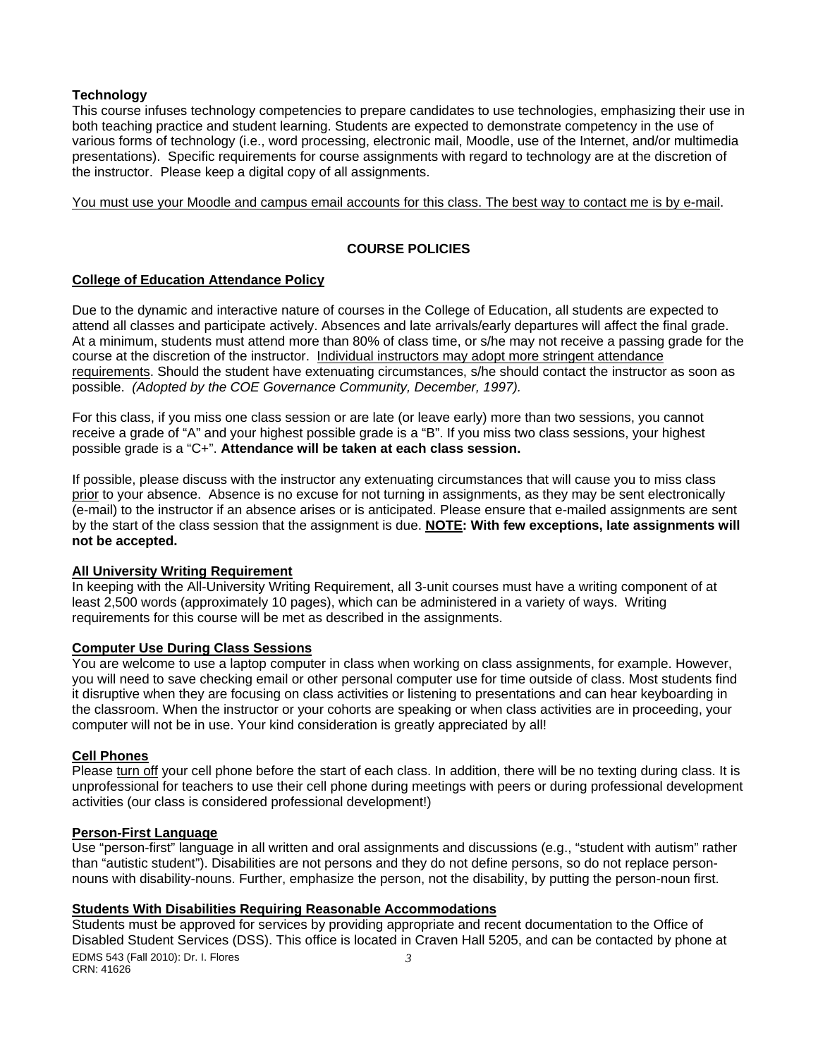**Technology**
This course infuses technology competencies to prepare candidates to use technologies, emphasizing their use in both teaching practice and student learning. Students are expected to demonstrate competency in the use of various forms of technology (i.e., word processing, electronic mail, Moodle, use of the Internet, and/or multimedia presentations). Specific requirements for course assignments with regard to technology are at the discretion of the instructor. Please keep a digital copy of all assignments.

You must use your Moodle and campus email accounts for this class. The best way to contact me is by e-mail.

## COURSE POLICIES

### College of Education Attendance Policy

Due to the dynamic and interactive nature of courses in the College of Education, all students are expected to attend all classes and participate actively. Absences and late arrivals/early departures will affect the final grade. At a minimum, students must attend more than 80% of class time, or s/he may not receive a passing grade for the course at the discretion of the instructor. Individual instructors may adopt more stringent attendance requirements. Should the student have extenuating circumstances, s/he should contact the instructor as soon as possible. *(Adopted by the COE Governance Community, December, 1997).*

For this class, if you miss one class session or are late (or leave early) more than two sessions, you cannot receive a grade of "A" and your highest possible grade is a "B". If you miss two class sessions, your highest possible grade is a "C+". **Attendance will be taken at each class session.**

If possible, please discuss with the instructor any extenuating circumstances that will cause you to miss class prior to your absence. Absence is no excuse for not turning in assignments, as they may be sent electronically (e-mail) to the instructor if an absence arises or is anticipated. Please ensure that e-mailed assignments are sent by the start of the class session that the assignment is due. **NOTE: With few exceptions, late assignments will not be accepted.**

### All University Writing Requirement
In keeping with the All-University Writing Requirement, all 3-unit courses must have a writing component of at least 2,500 words (approximately 10 pages), which can be administered in a variety of ways. Writing requirements for this course will be met as described in the assignments.

### Computer Use During Class Sessions
You are welcome to use a laptop computer in class when working on class assignments, for example. However, you will need to save checking email or other personal computer use for time outside of class. Most students find it disruptive when they are focusing on class activities or listening to presentations and can hear keyboarding in the classroom. When the instructor or your cohorts are speaking or when class activities are in proceeding, your computer will not be in use. Your kind consideration is greatly appreciated by all!

### Cell Phones
Please turn off your cell phone before the start of each class. In addition, there will be no texting during class. It is unprofessional for teachers to use their cell phone during meetings with peers or during professional development activities (our class is considered professional development!)

### Person-First Language
Use "person-first" language in all written and oral assignments and discussions (e.g., "student with autism" rather than "autistic student"). Disabilities are not persons and they do not define persons, so do not replace person-nouns with disability-nouns. Further, emphasize the person, not the disability, by putting the person-noun first.

### Students With Disabilities Requiring Reasonable Accommodations
Students must be approved for services by providing appropriate and recent documentation to the Office of Disabled Student Services (DSS). This office is located in Craven Hall 5205, and can be contacted by phone at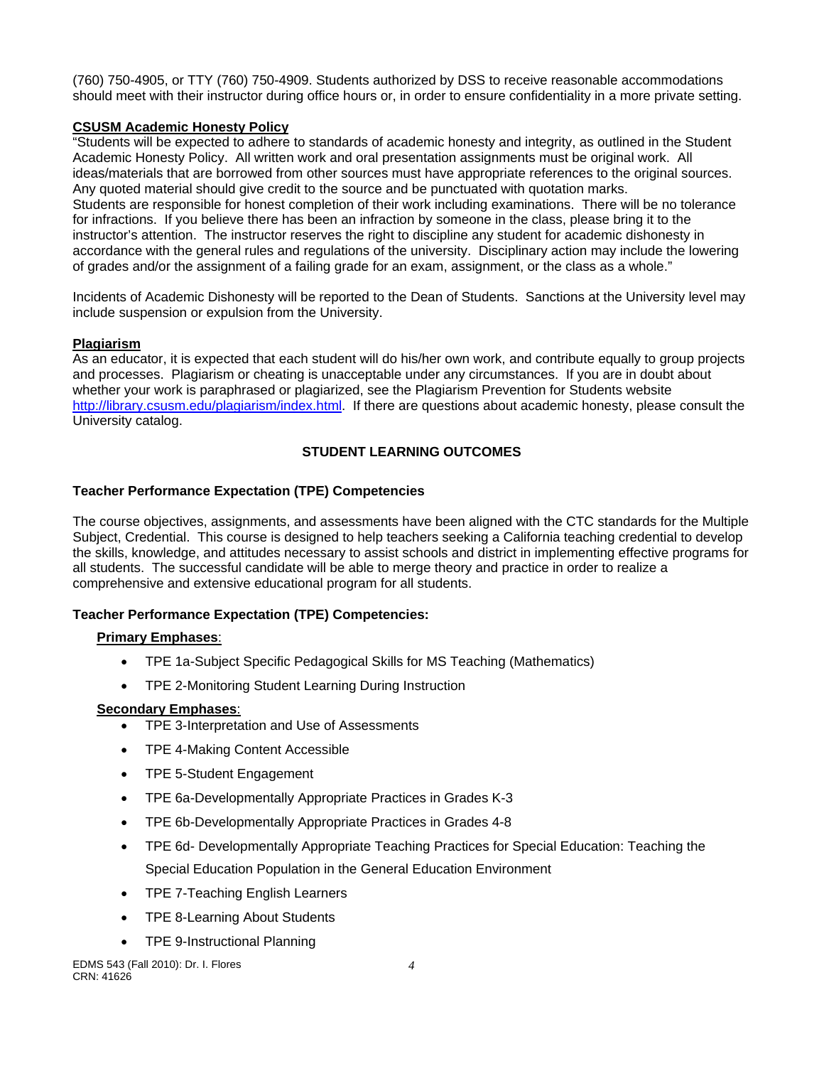(760) 750-4905, or TTY (760) 750-4909. Students authorized by DSS to receive reasonable accommodations should meet with their instructor during office hours or, in order to ensure confidentiality in a more private setting.

### CSUSM Academic Honesty Policy

"Students will be expected to adhere to standards of academic honesty and integrity, as outlined in the Student Academic Honesty Policy. All written work and oral presentation assignments must be original work. All ideas/materials that are borrowed from other sources must have appropriate references to the original sources. Any quoted material should give credit to the source and be punctuated with quotation marks.
Students are responsible for honest completion of their work including examinations. There will be no tolerance for infractions. If you believe there has been an infraction by someone in the class, please bring it to the instructor's attention. The instructor reserves the right to discipline any student for academic dishonesty in accordance with the general rules and regulations of the university. Disciplinary action may include the lowering of grades and/or the assignment of a failing grade for an exam, assignment, or the class as a whole."

Incidents of Academic Dishonesty will be reported to the Dean of Students. Sanctions at the University level may include suspension or expulsion from the University.

### Plagiarism

As an educator, it is expected that each student will do his/her own work, and contribute equally to group projects and processes. Plagiarism or cheating is unacceptable under any circumstances. If you are in doubt about whether your work is paraphrased or plagiarized, see the Plagiarism Prevention for Students website http://library.csusm.edu/plagiarism/index.html. If there are questions about academic honesty, please consult the University catalog.

## STUDENT LEARNING OUTCOMES

### Teacher Performance Expectation (TPE) Competencies

The course objectives, assignments, and assessments have been aligned with the CTC standards for the Multiple Subject, Credential. This course is designed to help teachers seeking a California teaching credential to develop the skills, knowledge, and attitudes necessary to assist schools and district in implementing effective programs for all students. The successful candidate will be able to merge theory and practice in order to realize a comprehensive and extensive educational program for all students.

### Teacher Performance Expectation (TPE) Competencies:

**Primary Emphases**:

- TPE 1a-Subject Specific Pedagogical Skills for MS Teaching (Mathematics)
- TPE 2-Monitoring Student Learning During Instruction

**Secondary Emphases**:

- TPE 3-Interpretation and Use of Assessments
- TPE 4-Making Content Accessible
- TPE 5-Student Engagement
- TPE 6a-Developmentally Appropriate Practices in Grades K-3
- TPE 6b-Developmentally Appropriate Practices in Grades 4-8
- TPE 6d- Developmentally Appropriate Teaching Practices for Special Education: Teaching the Special Education Population in the General Education Environment
- TPE 7-Teaching English Learners
- TPE 8-Learning About Students
- TPE 9-Instructional Planning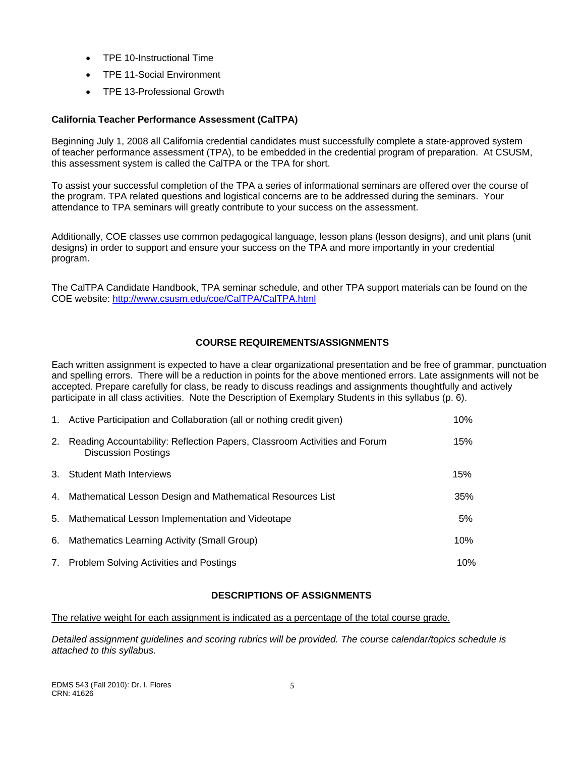- TPE 10-Instructional Time
- TPE 11-Social Environment
- TPE 13-Professional Growth

**California Teacher Performance Assessment (CalTPA)**

Beginning July 1, 2008 all California credential candidates must successfully complete a state-approved system of teacher performance assessment (TPA), to be embedded in the credential program of preparation. At CSUSM, this assessment system is called the CalTPA or the TPA for short.

To assist your successful completion of the TPA a series of informational seminars are offered over the course of the program. TPA related questions and logistical concerns are to be addressed during the seminars. Your attendance to TPA seminars will greatly contribute to your success on the assessment.

Additionally, COE classes use common pedagogical language, lesson plans (lesson designs), and unit plans (unit designs) in order to support and ensure your success on the TPA and more importantly in your credential program.

The CalTPA Candidate Handbook, TPA seminar schedule, and other TPA support materials can be found on the COE website: http://www.csusm.edu/coe/CalTPA/CalTPA.html

## COURSE REQUIREMENTS/ASSIGNMENTS

Each written assignment is expected to have a clear organizational presentation and be free of grammar, punctuation and spelling errors. There will be a reduction in points for the above mentioned errors. Late assignments will not be accepted. Prepare carefully for class, be ready to discuss readings and assignments thoughtfully and actively participate in all class activities. Note the Description of Exemplary Students in this syllabus (p. 6).

| | Assignment | Weight |
|---|---|---|
| 1. | Active Participation and Collaboration (all or nothing credit given) | 10% |
| 2. | Reading Accountability: Reflection Papers, Classroom Activities and Forum Discussion Postings | 15% |
| 3. | Student Math Interviews | 15% |
| 4. | Mathematical Lesson Design and Mathematical Resources List | 35% |
| 5. | Mathematical Lesson Implementation and Videotape | 5% |
| 6. | Mathematics Learning Activity (Small Group) | 10% |
| 7. | Problem Solving Activities and Postings | 10% |

## DESCRIPTIONS OF ASSIGNMENTS

The relative weight for each assignment is indicated as a percentage of the total course grade.

*Detailed assignment guidelines and scoring rubrics will be provided. The course calendar/topics schedule is attached to this syllabus.*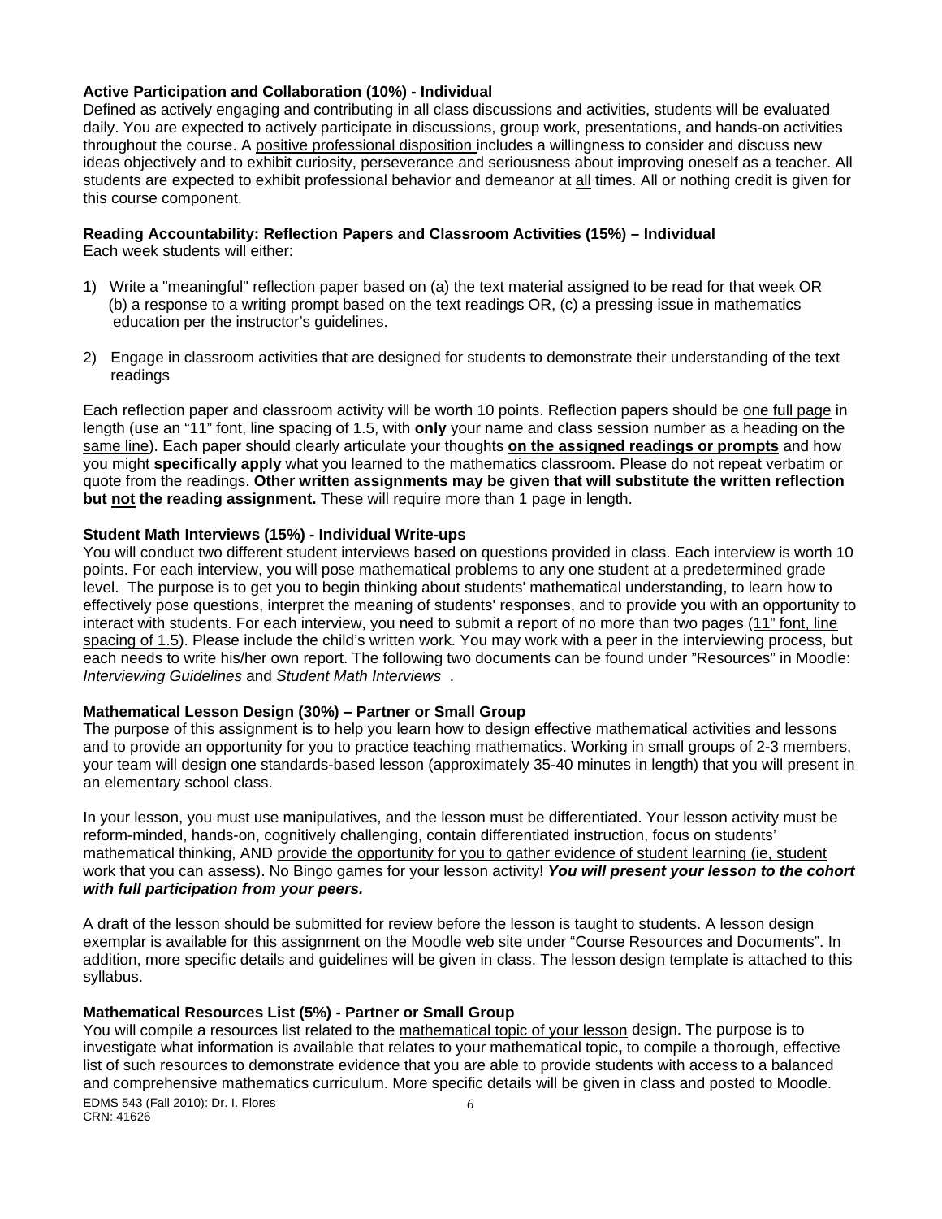**Active Participation and Collaboration (10%) - Individual**

Defined as actively engaging and contributing in all class discussions and activities, students will be evaluated daily. You are expected to actively participate in discussions, group work, presentations, and hands-on activities throughout the course. A positive professional disposition includes a willingness to consider and discuss new ideas objectively and to exhibit curiosity, perseverance and seriousness about improving oneself as a teacher. All students are expected to exhibit professional behavior and demeanor at all times. All or nothing credit is given for this course component.

**Reading Accountability: Reflection Papers and Classroom Activities (15%) – Individual**

Each week students will either:

1) Write a "meaningful" reflection paper based on (a) the text material assigned to be read for that week OR (b) a response to a writing prompt based on the text readings OR, (c) a pressing issue in mathematics education per the instructor's guidelines.

2) Engage in classroom activities that are designed for students to demonstrate their understanding of the text readings

Each reflection paper and classroom activity will be worth 10 points. Reflection papers should be one full page in length (use an "11" font, line spacing of 1.5, with **only** your name and class session number as a heading on the same line). Each paper should clearly articulate your thoughts **on the assigned readings or prompts** and how you might **specifically apply** what you learned to the mathematics classroom. Please do not repeat verbatim or quote from the readings. **Other written assignments may be given that will substitute the written reflection but not the reading assignment.** These will require more than 1 page in length.

**Student Math Interviews (15%) - Individual Write-ups**

You will conduct two different student interviews based on questions provided in class. Each interview is worth 10 points. For each interview, you will pose mathematical problems to any one student at a predetermined grade level. The purpose is to get you to begin thinking about students' mathematical understanding, to learn how to effectively pose questions, interpret the meaning of students' responses, and to provide you with an opportunity to interact with students. For each interview, you need to submit a report of no more than two pages (11" font, line spacing of 1.5). Please include the child's written work. You may work with a peer in the interviewing process, but each needs to write his/her own report. The following two documents can be found under "Resources" in Moodle: *Interviewing Guidelines* and *Student Math Interviews* .

**Mathematical Lesson Design (30%) – Partner or Small Group**

The purpose of this assignment is to help you learn how to design effective mathematical activities and lessons and to provide an opportunity for you to practice teaching mathematics. Working in small groups of 2-3 members, your team will design one standards-based lesson (approximately 35-40 minutes in length) that you will present in an elementary school class.

In your lesson, you must use manipulatives, and the lesson must be differentiated. Your lesson activity must be reform-minded, hands-on, cognitively challenging, contain differentiated instruction, focus on students' mathematical thinking, AND provide the opportunity for you to gather evidence of student learning (ie, student work that you can assess). No Bingo games for your lesson activity! ***You will present your lesson to the cohort with full participation from your peers.***

A draft of the lesson should be submitted for review before the lesson is taught to students. A lesson design exemplar is available for this assignment on the Moodle web site under "Course Resources and Documents". In addition, more specific details and guidelines will be given in class. The lesson design template is attached to this syllabus.

**Mathematical Resources List (5%) - Partner or Small Group**

You will compile a resources list related to the mathematical topic of your lesson design. The purpose is to investigate what information is available that relates to your mathematical topic**,** to compile a thorough, effective list of such resources to demonstrate evidence that you are able to provide students with access to a balanced and comprehensive mathematics curriculum. More specific details will be given in class and posted to Moodle.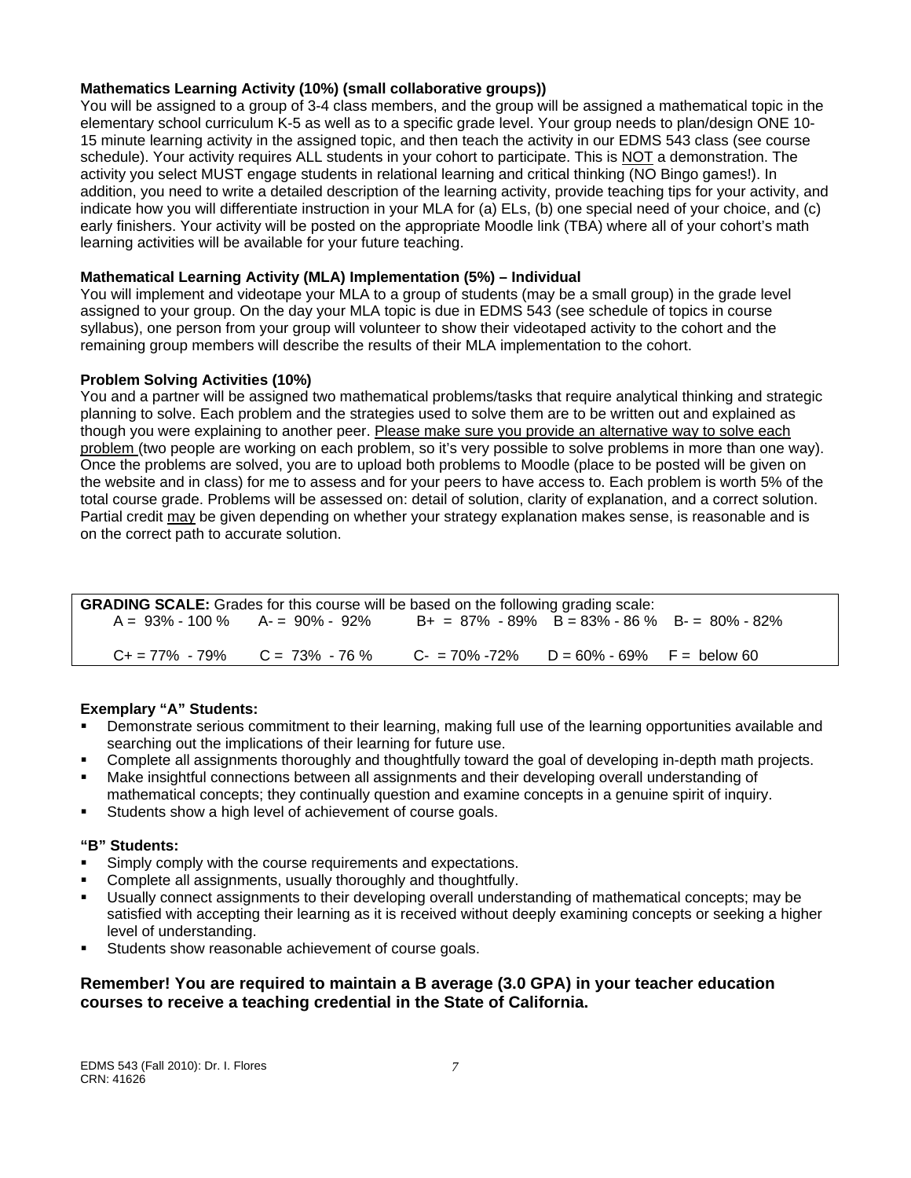**Mathematics Learning Activity (10%) (small collaborative groups))**

You will be assigned to a group of 3-4 class members, and the group will be assigned a mathematical topic in the elementary school curriculum K-5 as well as to a specific grade level. Your group needs to plan/design ONE 10-15 minute learning activity in the assigned topic, and then teach the activity in our EDMS 543 class (see course schedule). Your activity requires ALL students in your cohort to participate. This is NOT a demonstration. The activity you select MUST engage students in relational learning and critical thinking (NO Bingo games!). In addition, you need to write a detailed description of the learning activity, provide teaching tips for your activity, and indicate how you will differentiate instruction in your MLA for (a) ELs, (b) one special need of your choice, and (c) early finishers. Your activity will be posted on the appropriate Moodle link (TBA) where all of your cohort's math learning activities will be available for your future teaching.

**Mathematical Learning Activity (MLA) Implementation (5%) – Individual**

You will implement and videotape your MLA to a group of students (may be a small group) in the grade level assigned to your group. On the day your MLA topic is due in EDMS 543 (see schedule of topics in course syllabus), one person from your group will volunteer to show their videotaped activity to the cohort and the remaining group members will describe the results of their MLA implementation to the cohort.

**Problem Solving Activities (10%)**

You and a partner will be assigned two mathematical problems/tasks that require analytical thinking and strategic planning to solve. Each problem and the strategies used to solve them are to be written out and explained as though you were explaining to another peer. Please make sure you provide an alternative way to solve each problem (two people are working on each problem, so it's very possible to solve problems in more than one way). Once the problems are solved, you are to upload both problems to Moodle (place to be posted will be given on the website and in class) for me to assess and for your peers to have access to. Each problem is worth 5% of the total course grade. Problems will be assessed on: detail of solution, clarity of explanation, and a correct solution. Partial credit may be given depending on whether your strategy explanation makes sense, is reasonable and is on the correct path to accurate solution.

**GRADING SCALE:** Grades for this course will be based on the following grading scale:

| | | | | |
|---|---|---|---|---|
| A = 93% - 100 % | A- = 90% - 92% | B+ = 87% - 89% | B = 83% - 86 % | B- = 80% - 82% |
| C+ = 77% - 79% | C = 73% - 76 % | C- = 70% -72% | D = 60% - 69% | F = below 60 |

**Exemplary "A" Students:**

- Demonstrate serious commitment to their learning, making full use of the learning opportunities available and searching out the implications of their learning for future use.
- Complete all assignments thoroughly and thoughtfully toward the goal of developing in-depth math projects.
- Make insightful connections between all assignments and their developing overall understanding of mathematical concepts; they continually question and examine concepts in a genuine spirit of inquiry.
- Students show a high level of achievement of course goals.

**"B" Students:**

- Simply comply with the course requirements and expectations.
- Complete all assignments, usually thoroughly and thoughtfully.
- Usually connect assignments to their developing overall understanding of mathematical concepts; may be satisfied with accepting their learning as it is received without deeply examining concepts or seeking a higher level of understanding.
- Students show reasonable achievement of course goals.

**Remember! You are required to maintain a B average (3.0 GPA) in your teacher education courses to receive a teaching credential in the State of California.**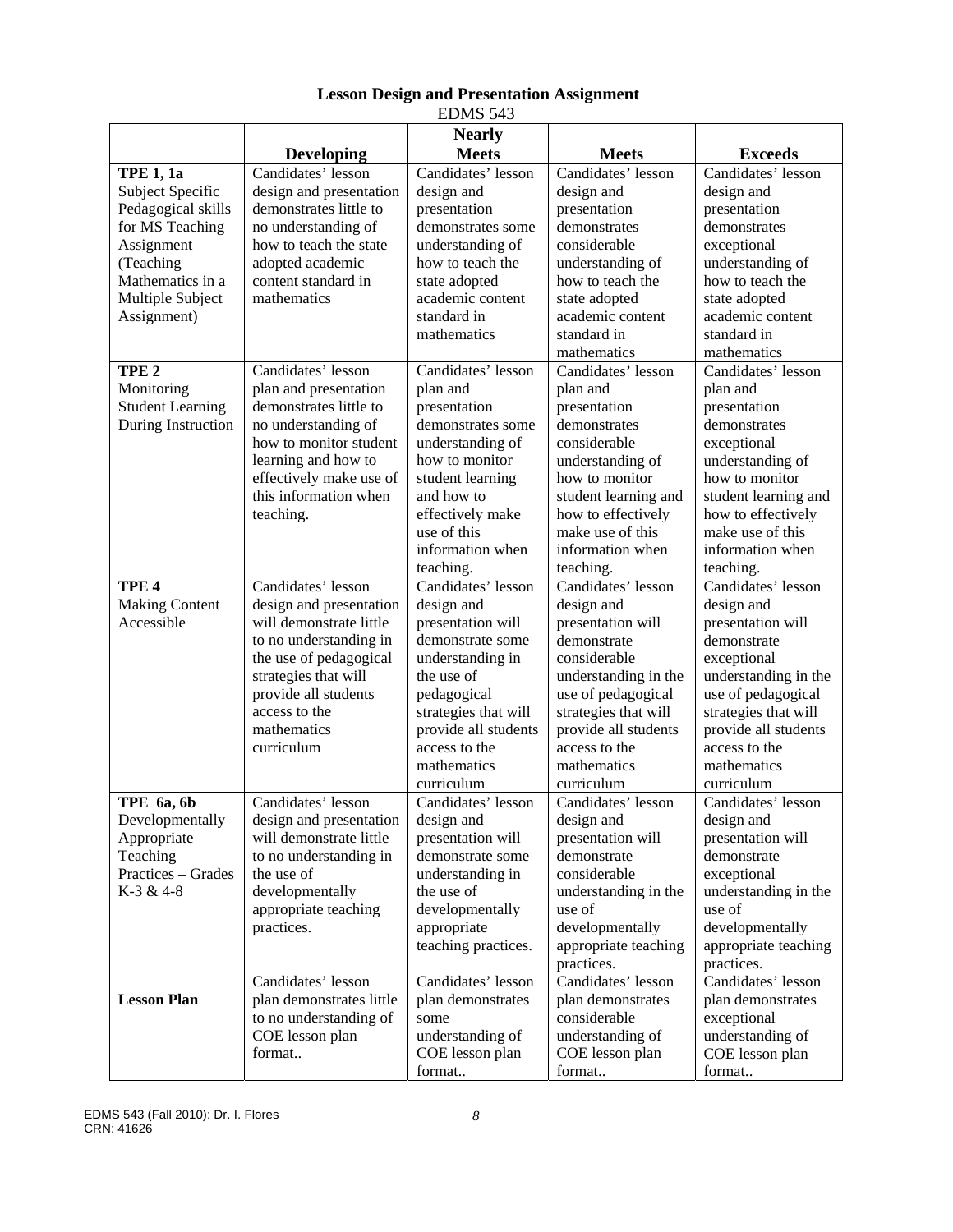**Lesson Design and Presentation Assignment**

EDMS 543

| | Developing | Nearly Meets | Meets | Exceeds |
|---|---|---|---|---|
| **TPE 1, 1a** Subject Specific Pedagogical skills for MS Teaching Assignment (Teaching Mathematics in a Multiple Subject Assignment) | Candidates' lesson design and presentation demonstrates little to no understanding of how to teach the state adopted academic content standard in mathematics | Candidates' lesson design and presentation demonstrates some understanding of how to teach the state adopted academic content standard in mathematics | Candidates' lesson design and presentation demonstrates considerable understanding of how to teach the state adopted academic content standard in mathematics | Candidates' lesson design and presentation demonstrates exceptional understanding of how to teach the state adopted academic content standard in mathematics |
| **TPE 2** Monitoring Student Learning During Instruction | Candidates' lesson plan and presentation demonstrates little to no understanding of how to monitor student learning and how to effectively make use of this information when teaching. | Candidates' lesson plan and presentation demonstrates some understanding of how to monitor student learning and how to effectively make use of this information when teaching. | Candidates' lesson plan and presentation demonstrates considerable understanding of how to monitor student learning and how to effectively make use of this information when teaching. | Candidates' lesson plan and presentation demonstrates exceptional understanding of how to monitor student learning and how to effectively make use of this information when teaching. |
| **TPE 4** Making Content Accessible | Candidates' lesson design and presentation will demonstrate little to no understanding in the use of pedagogical strategies that will provide all students access to the mathematics curriculum | Candidates' lesson design and presentation will demonstrate some understanding in the use of pedagogical strategies that will provide all students access to the mathematics curriculum | Candidates' lesson design and presentation will demonstrate considerable understanding in the use of pedagogical strategies that will provide all students access to the mathematics curriculum | Candidates' lesson design and presentation will demonstrate exceptional understanding in the use of pedagogical strategies that will provide all students access to the mathematics curriculum |
| **TPE 6a, 6b** Developmentally Appropriate Teaching Practices – Grades K-3 & 4-8 | Candidates' lesson design and presentation will demonstrate little to no understanding in the use of developmentally appropriate teaching practices. | Candidates' lesson design and presentation will demonstrate some understanding in the use of developmentally appropriate teaching practices. | Candidates' lesson design and presentation will demonstrate considerable understanding in the use of developmentally appropriate teaching practices. | Candidates' lesson design and presentation will demonstrate exceptional understanding in the use of developmentally appropriate teaching practices. |
| **Lesson Plan** | Candidates' lesson plan demonstrates little to no understanding of COE lesson plan format.. | Candidates' lesson plan demonstrates some understanding of COE lesson plan format.. | Candidates' lesson plan demonstrates considerable understanding of COE lesson plan format.. | Candidates' lesson plan demonstrates exceptional understanding of COE lesson plan format.. |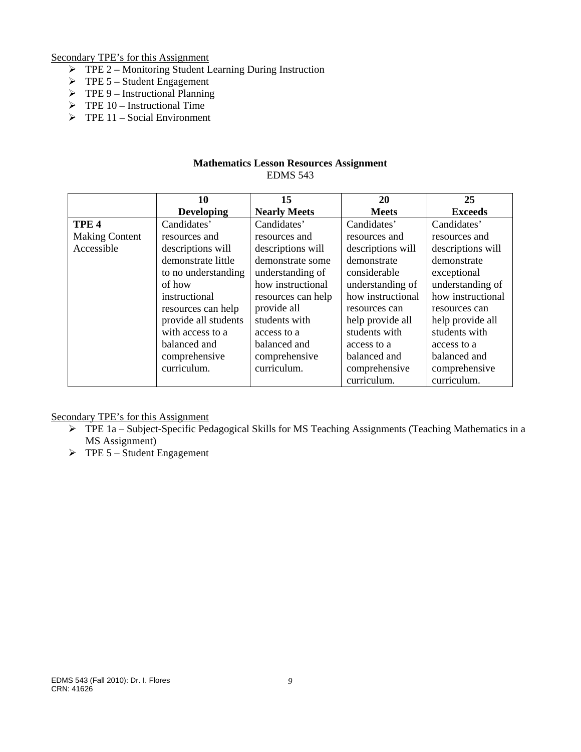Secondary TPE's for this Assignment

- TPE 2 – Monitoring Student Learning During Instruction
- TPE 5 – Student Engagement
- TPE 9 – Instructional Planning
- TPE 10 – Instructional Time
- TPE 11 – Social Environment

**Mathematics Lesson Resources Assignment**
EDMS 543

| | **10 Developing** | **15 Nearly Meets** | **20 Meets** | **25 Exceeds** |
|---|---|---|---|---|
| **TPE 4** Making Content Accessible | Candidates' resources and descriptions will demonstrate little to no understanding of how instructional resources can help provide all students with access to a balanced and comprehensive curriculum. | Candidates' resources and descriptions will demonstrate some understanding of how instructional resources can help provide all students with access to a balanced and comprehensive curriculum. | Candidates' resources and descriptions will demonstrate considerable understanding of how instructional resources can help provide all students with access to a balanced and comprehensive curriculum. | Candidates' resources and descriptions will demonstrate exceptional understanding of how instructional resources can help provide all students with access to a balanced and comprehensive curriculum. |

Secondary TPE's for this Assignment

- TPE 1a – Subject-Specific Pedagogical Skills for MS Teaching Assignments (Teaching Mathematics in a MS Assignment)
- TPE 5 – Student Engagement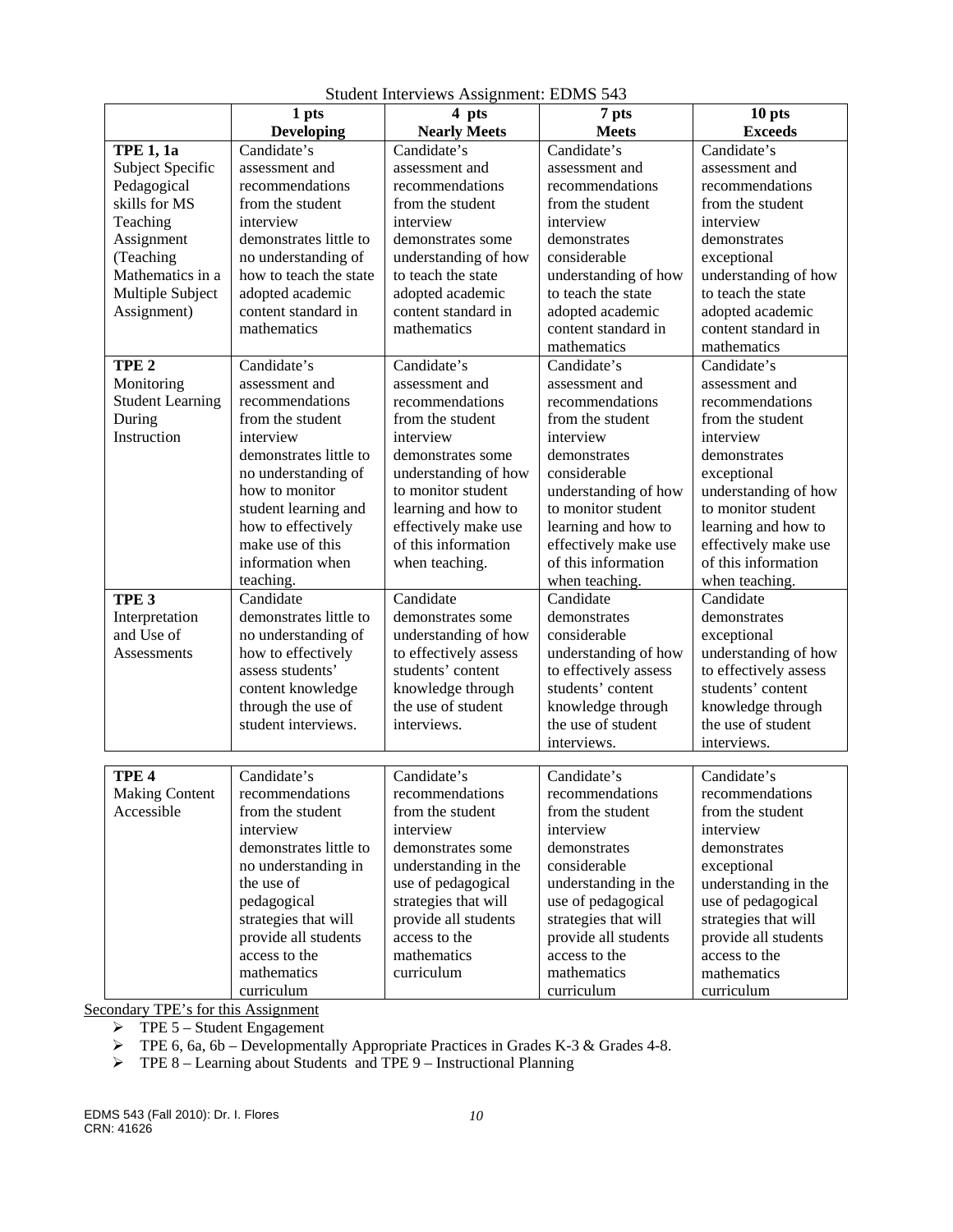Student Interviews Assignment: EDMS 543

| | 1 pts Developing | 4 pts Nearly Meets | 7 pts Meets | 10 pts Exceeds |
|---|---|---|---|---|
| **TPE 1, 1a** Subject Specific Pedagogical skills for MS Teaching Assignment (Teaching Mathematics in a Multiple Subject Assignment) | Candidate's assessment and recommendations from the student interview demonstrates little to no understanding of how to teach the state adopted academic content standard in mathematics | Candidate's assessment and recommendations from the student interview demonstrates some understanding of how to teach the state adopted academic content standard in mathematics | Candidate's assessment and recommendations from the student interview demonstrates considerable understanding of how to teach the state adopted academic content standard in mathematics | Candidate's assessment and recommendations from the student interview demonstrates exceptional understanding of how to teach the state adopted academic content standard in mathematics |
| **TPE 2** Monitoring Student Learning During Instruction | Candidate's assessment and recommendations from the student interview demonstrates little to no understanding of how to monitor student learning and how to effectively make use of this information when teaching. | Candidate's assessment and recommendations from the student interview demonstrates some understanding of how to monitor student learning and how to effectively make use of this information when teaching. | Candidate's assessment and recommendations from the student interview demonstrates considerable understanding of how to monitor student learning and how to effectively make use of this information when teaching. | Candidate's assessment and recommendations from the student interview demonstrates exceptional understanding of how to monitor student learning and how to effectively make use of this information when teaching. |
| **TPE 3** Interpretation and Use of Assessments | Candidate demonstrates little to no understanding of how to effectively assess students' content knowledge through the use of student interviews. | Candidate demonstrates some understanding of how to effectively assess students' content knowledge through the use of student interviews. | Candidate demonstrates considerable understanding of how to effectively assess students' content knowledge through the use of student interviews. | Candidate demonstrates exceptional understanding of how to effectively assess students' content knowledge through the use of student interviews. |
| **TPE 4** Making Content Accessible | Candidate's recommendations from the student interview demonstrates little to no understanding in the use of pedagogical strategies that will provide all students access to the mathematics curriculum | Candidate's recommendations from the student interview demonstrates some understanding in the use of pedagogical strategies that will provide all students access to the mathematics curriculum | Candidate's recommendations from the student interview demonstrates considerable understanding in the use of pedagogical strategies that will provide all students access to the mathematics curriculum | Candidate's recommendations from the student interview demonstrates exceptional understanding in the use of pedagogical strategies that will provide all students access to the mathematics curriculum |

Secondary TPE's for this Assignment

- TPE 5 – Student Engagement
- TPE 6, 6a, 6b – Developmentally Appropriate Practices in Grades K-3 & Grades 4-8.
- TPE 8 – Learning about Students and TPE 9 – Instructional Planning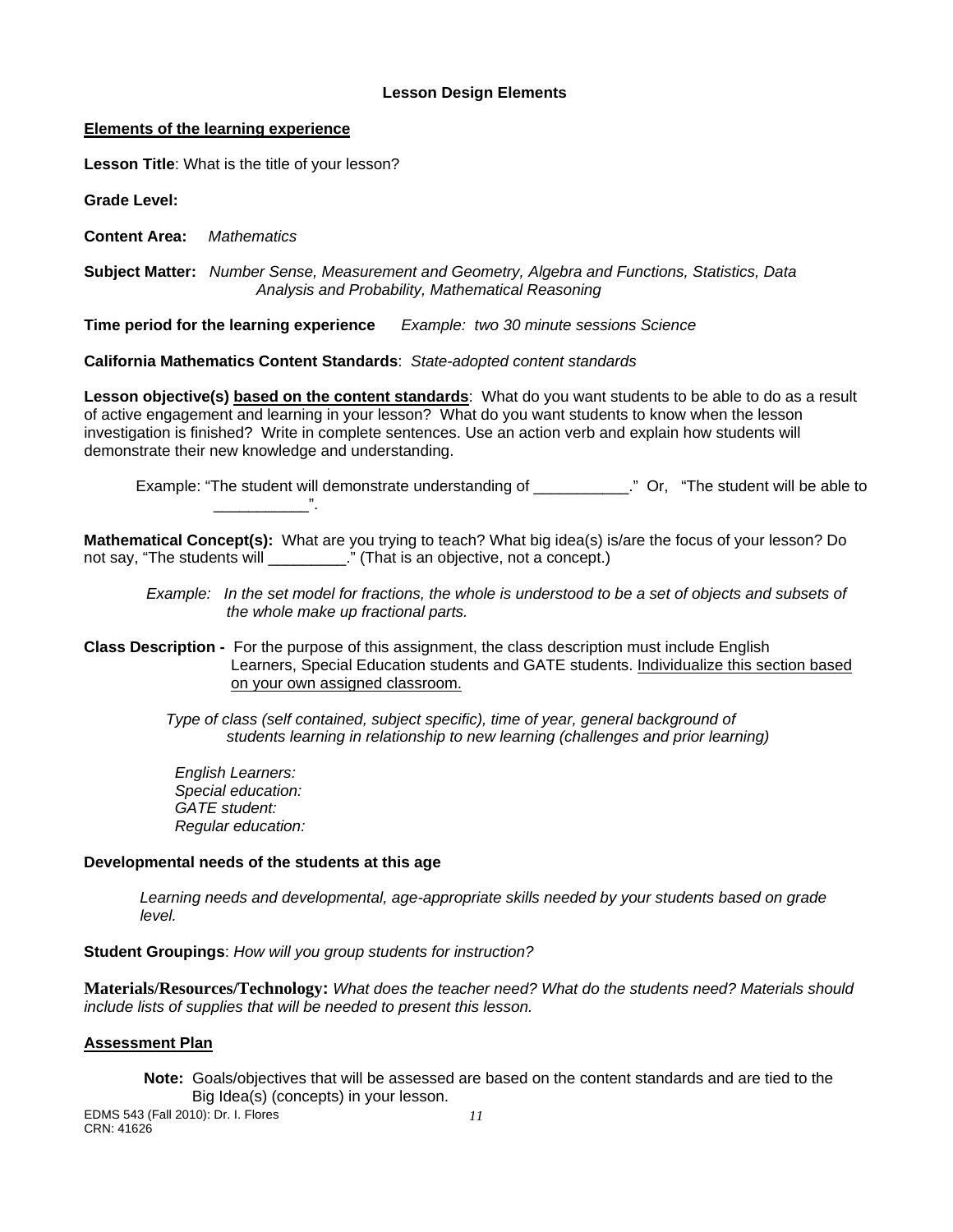### Lesson Design Elements

**Elements of the learning experience**

**Lesson Title**: What is the title of your lesson?

**Grade Level:**

**Content Area:** *Mathematics*

**Subject Matter:** *Number Sense, Measurement and Geometry, Algebra and Functions, Statistics, Data Analysis and Probability, Mathematical Reasoning*

**Time period for the learning experience** *Example: two 30 minute sessions Science*

**California Mathematics Content Standards**: *State-adopted content standards*

**Lesson objective(s) based on the content standards**: What do you want students to be able to do as a result of active engagement and learning in your lesson? What do you want students to know when the lesson investigation is finished? Write in complete sentences. Use an action verb and explain how students will demonstrate their new knowledge and understanding.

> Example: "The student will demonstrate understanding of ___________." Or, "The student will be able to ___________".

**Mathematical Concept(s):** What are you trying to teach? What big idea(s) is/are the focus of your lesson? Do not say, "The students will _________." (That is an objective, not a concept.)

> *Example: In the set model for fractions, the whole is understood to be a set of objects and subsets of the whole make up fractional parts.*

**Class Description -** For the purpose of this assignment, the class description must include English Learners, Special Education students and GATE students. Individualize this section based on your own assigned classroom.

> *Type of class (self contained, subject specific), time of year, general background of students learning in relationship to new learning (challenges and prior learning)*
>
> *English Learners:*
> *Special education:*
> *GATE student:*
> *Regular education:*

**Developmental needs of the students at this age**

> *Learning needs and developmental, age-appropriate skills needed by your students based on grade level.*

**Student Groupings**: *How will you group students for instruction?*

**Materials/Resources/Technology:** *What does the teacher need? What do the students need? Materials should include lists of supplies that will be needed to present this lesson.*

**Assessment Plan**

> **Note:** Goals/objectives that will be assessed are based on the content standards and are tied to the Big Idea(s) (concepts) in your lesson.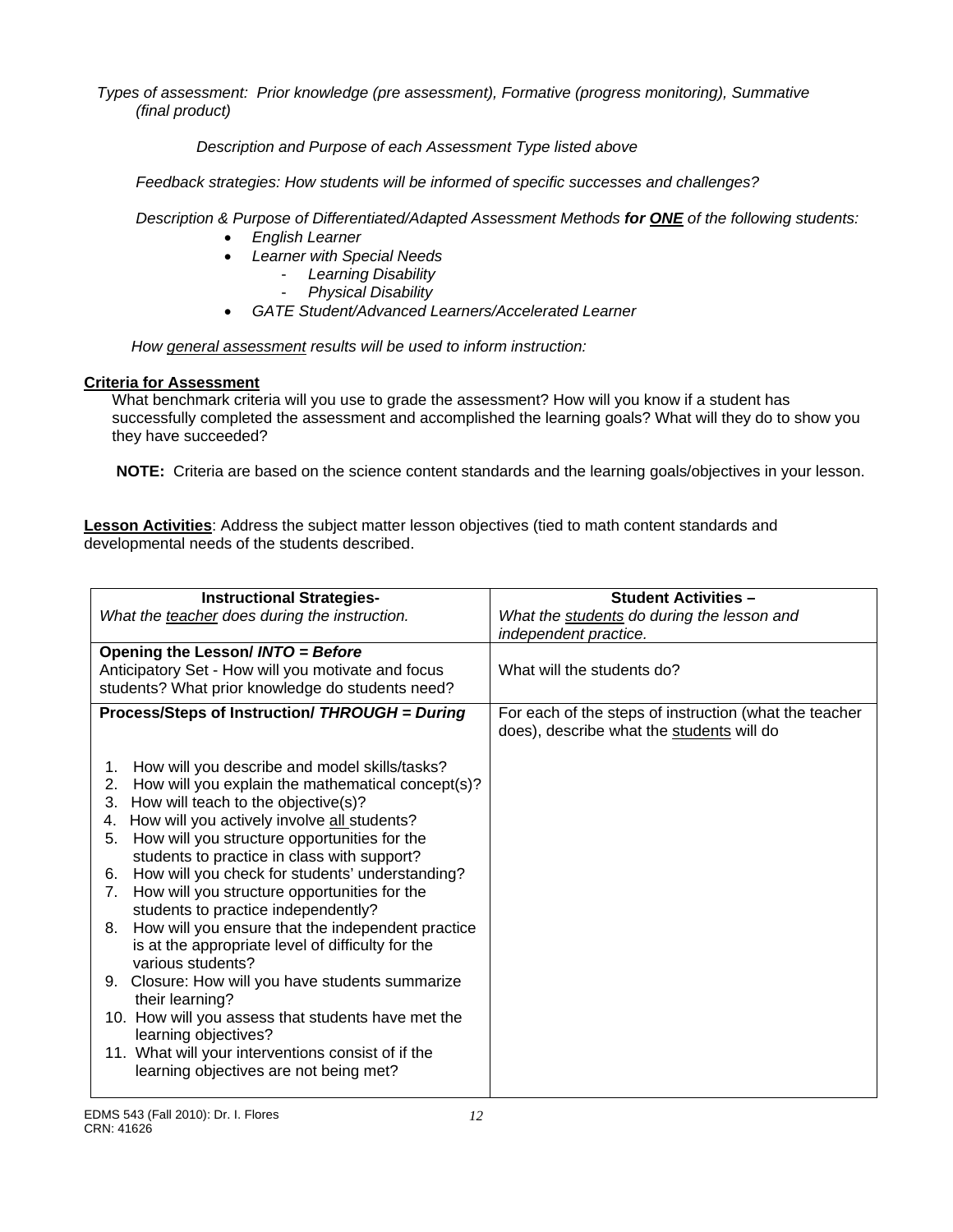*Types of assessment: Prior knowledge (pre assessment), Formative (progress monitoring), Summative (final product)*

*Description and Purpose of each Assessment Type listed above*

*Feedback strategies: How students will be informed of specific successes and challenges?*

*Description & Purpose of Differentiated/Adapted Assessment Methods* ***for ONE*** *of the following students:*

- *English Learner*
- *Learner with Special Needs*
  - *Learning Disability*
  - *Physical Disability*
- *GATE Student/Advanced Learners/Accelerated Learner*

*How general assessment results will be used to inform instruction:*

**Criteria for Assessment**

What benchmark criteria will you use to grade the assessment? How will you know if a student has successfully completed the assessment and accomplished the learning goals? What will they do to show you they have succeeded?

**NOTE:** Criteria are based on the science content standards and the learning goals/objectives in your lesson.

**Lesson Activities**: Address the subject matter lesson objectives (tied to math content standards and developmental needs of the students described.

| **Instructional Strategies-**<br>*What the teacher does during the instruction.* | **Student Activities –**<br>*What the students do during the lesson and independent practice.* |
|---|---|
| **Opening the Lesson/ *INTO = Before***<br>Anticipatory Set - How will you motivate and focus students? What prior knowledge do students need? | What will the students do? |
| **Process/Steps of Instruction/ *THROUGH = During***<br><br>1. How will you describe and model skills/tasks?<br>2. How will you explain the mathematical concept(s)?<br>3. How will teach to the objective(s)?<br>4. How will you actively involve all students?<br>5. How will you structure opportunities for the students to practice in class with support?<br>6. How will you check for students' understanding?<br>7. How will you structure opportunities for the students to practice independently?<br>8. How will you ensure that the independent practice is at the appropriate level of difficulty for the various students?<br>9. Closure: How will you have students summarize their learning?<br>10. How will you assess that students have met the learning objectives?<br>11. What will your interventions consist of if the learning objectives are not being met? | For each of the steps of instruction (what the teacher does), describe what the students will do |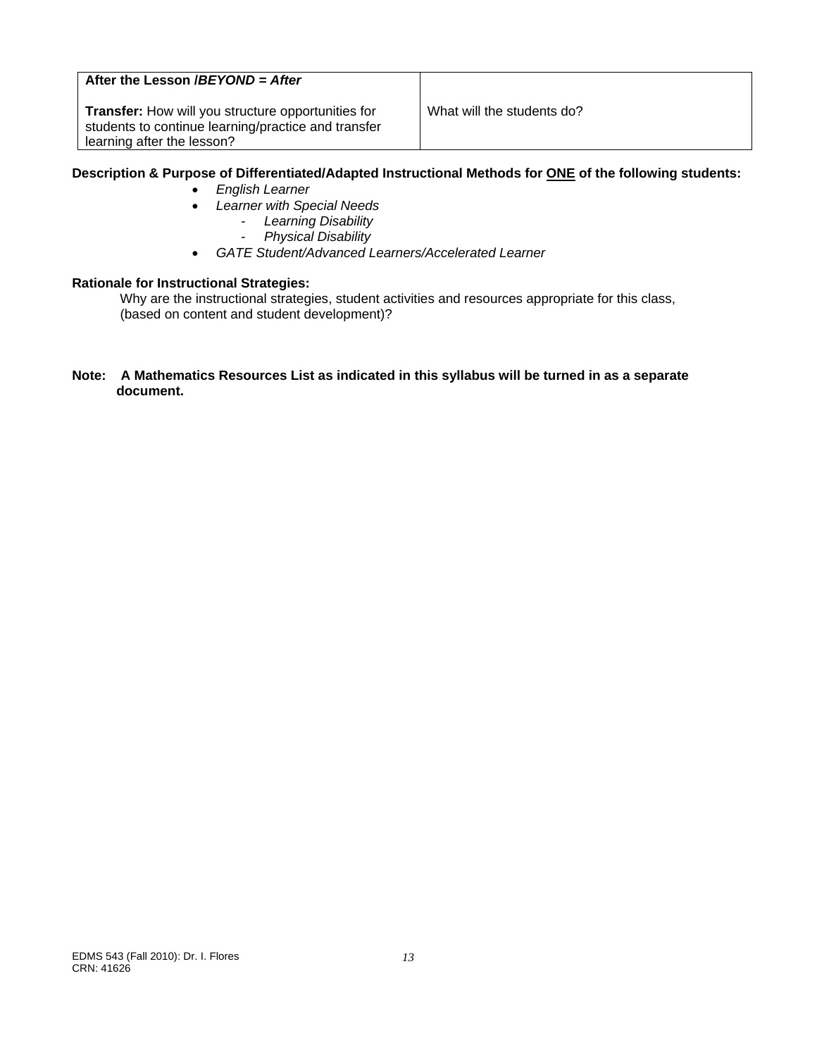| **After the Lesson /*BEYOND = After*** **Transfer:** How will you structure opportunities for students to continue learning/practice and transfer learning after the lesson? | What will the students do? |
|---|---|

**Description & Purpose of Differentiated/Adapted Instructional Methods for <u>ONE</u> of the following students:**

- *English Learner*
- *Learner with Special Needs*
  - *Learning Disability*
  - *Physical Disability*
- *GATE Student/Advanced Learners/Accelerated Learner*

**Rationale for Instructional Strategies:**

Why are the instructional strategies, student activities and resources appropriate for this class, (based on content and student development)?

**Note: A Mathematics Resources List as indicated in this syllabus will be turned in as a separate document.**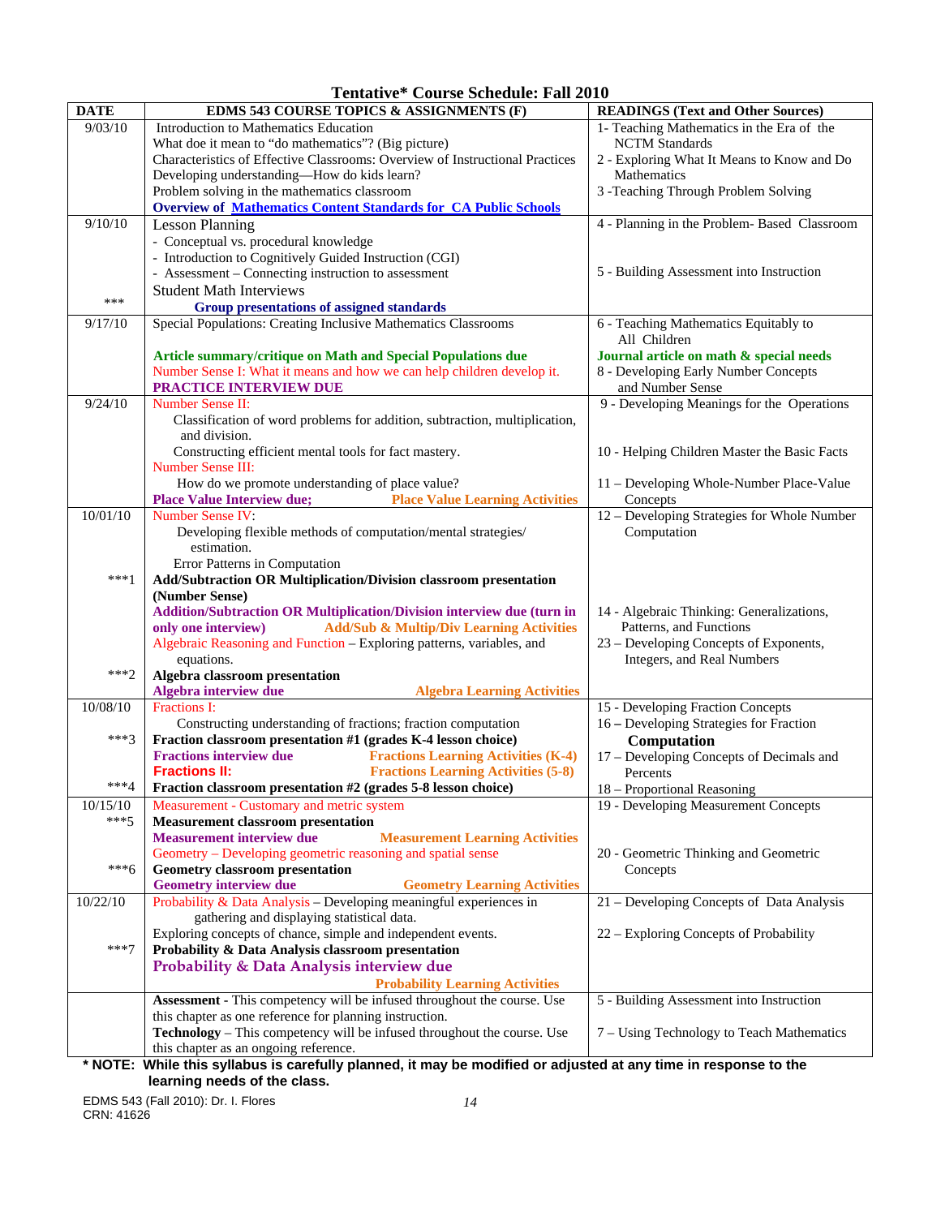## Tentative* Course Schedule: Fall 2010

| DATE | EDMS 543 COURSE TOPICS & ASSIGNMENTS (F) | READINGS (Text and Other Sources) |
|---|---|---|
| 9/03/10 | Introduction to Mathematics Education<br>What doe it mean to "do mathematics"? (Big picture)<br>Characteristics of Effective Classrooms: Overview of Instructional Practices<br>Developing understanding—How do kids learn?<br>Problem solving in the mathematics classroom<br>**Overview of Mathematics Content Standards for CA Public Schools** | 1- Teaching Mathematics in the Era of the NCTM Standards<br>2 - Exploring What It Means to Know and Do Mathematics<br>3 -Teaching Through Problem Solving |
| 9/10/10<br><br><br><br><br>*** | Lesson Planning<br>- Conceptual vs. procedural knowledge<br>- Introduction to Cognitively Guided Instruction (CGI)<br>- Assessment – Connecting instruction to assessment<br>Student Math Interviews<br>**Group presentations of assigned standards** | 4 - Planning in the Problem- Based Classroom<br><br><br>5 - Building Assessment into Instruction |
| 9/17/10 | Special Populations: Creating Inclusive Mathematics Classrooms<br><br>**Article summary/critique on Math and Special Populations due**<br>Number Sense I: What it means and how we can help children develop it.<br>**PRACTICE INTERVIEW DUE** | 6 - Teaching Mathematics Equitably to All Children<br>**Journal article on math & special needs**<br>8 - Developing Early Number Concepts and Number Sense |
| 9/24/10 | Number Sense II:<br>Classification of word problems for addition, subtraction, multiplication, and division.<br>Constructing efficient mental tools for fact mastery.<br>Number Sense III:<br>How do we promote understanding of place value?<br>**Place Value Interview due; Place Value Learning Activities** | 9 - Developing Meanings for the Operations<br><br>10 - Helping Children Master the Basic Facts<br><br>11 – Developing Whole-Number Place-Value Concepts |
| 10/01/10<br><br><br><br>***1<br><br><br><br><br><br>***2 | Number Sense IV:<br>Developing flexible methods of computation/mental strategies/ estimation.<br>Error Patterns in Computation<br>**Add/Subtraction OR Multiplication/Division classroom presentation (Number Sense)**<br>**Addition/Subtraction OR Multiplication/Division interview due (turn in only one interview) Add/Sub & Multip/Div Learning Activities**<br>Algebraic Reasoning and Function – Exploring patterns, variables, and equations.<br>**Algebra classroom presentation**<br>**Algebra interview due Algebra Learning Activities** | 12 – Developing Strategies for Whole Number Computation<br><br><br><br>14 - Algebraic Thinking: Generalizations, Patterns, and Functions<br>23 – Developing Concepts of Exponents, Integers, and Real Numbers |
| 10/08/10<br><br>***3<br><br><br>***4 | Fractions I:<br>Constructing understanding of fractions; fraction computation<br>**Fraction classroom presentation #1 (grades K-4 lesson choice)**<br>**Fractions interview due Fractions Learning Activities (K-4)**<br>**Fractions II: Fractions Learning Activities (5-8)**<br>**Fraction classroom presentation #2 (grades 5-8 lesson choice)** | 15 - Developing Fraction Concepts<br>16 – Developing Strategies for Fraction **Computation**<br>17 – Developing Concepts of Decimals and Percents<br>18 – Proportional Reasoning |
| 10/15/10<br>***5<br><br><br>***6 | Measurement - Customary and metric system<br>**Measurement classroom presentation**<br>**Measurement interview due Measurement Learning Activities**<br>Geometry – Developing geometric reasoning and spatial sense<br>**Geometry classroom presentation**<br>**Geometry interview due Geometry Learning Activities** | 19 - Developing Measurement Concepts<br><br><br>20 - Geometric Thinking and Geometric Concepts |
| 10/22/10<br><br><br>***7 | Probability & Data Analysis – Developing meaningful experiences in gathering and displaying statistical data.<br>Exploring concepts of chance, simple and independent events.<br>**Probability & Data Analysis classroom presentation**<br>**Probability & Data Analysis interview due**<br>**Probability Learning Activities** | 21 – Developing Concepts of Data Analysis<br><br>22 – Exploring Concepts of Probability |
| | **Assessment** - This competency will be infused throughout the course. Use this chapter as one reference for planning instruction.<br>**Technology** – This competency will be infused throughout the course. Use this chapter as an ongoing reference. | 5 - Building Assessment into Instruction<br><br>7 – Using Technology to Teach Mathematics |

**\* NOTE: While this syllabus is carefully planned, it may be modified or adjusted at any time in response to the learning needs of the class.**

EDMS 543 (Fall 2010): Dr. I. Flores
CRN: 41626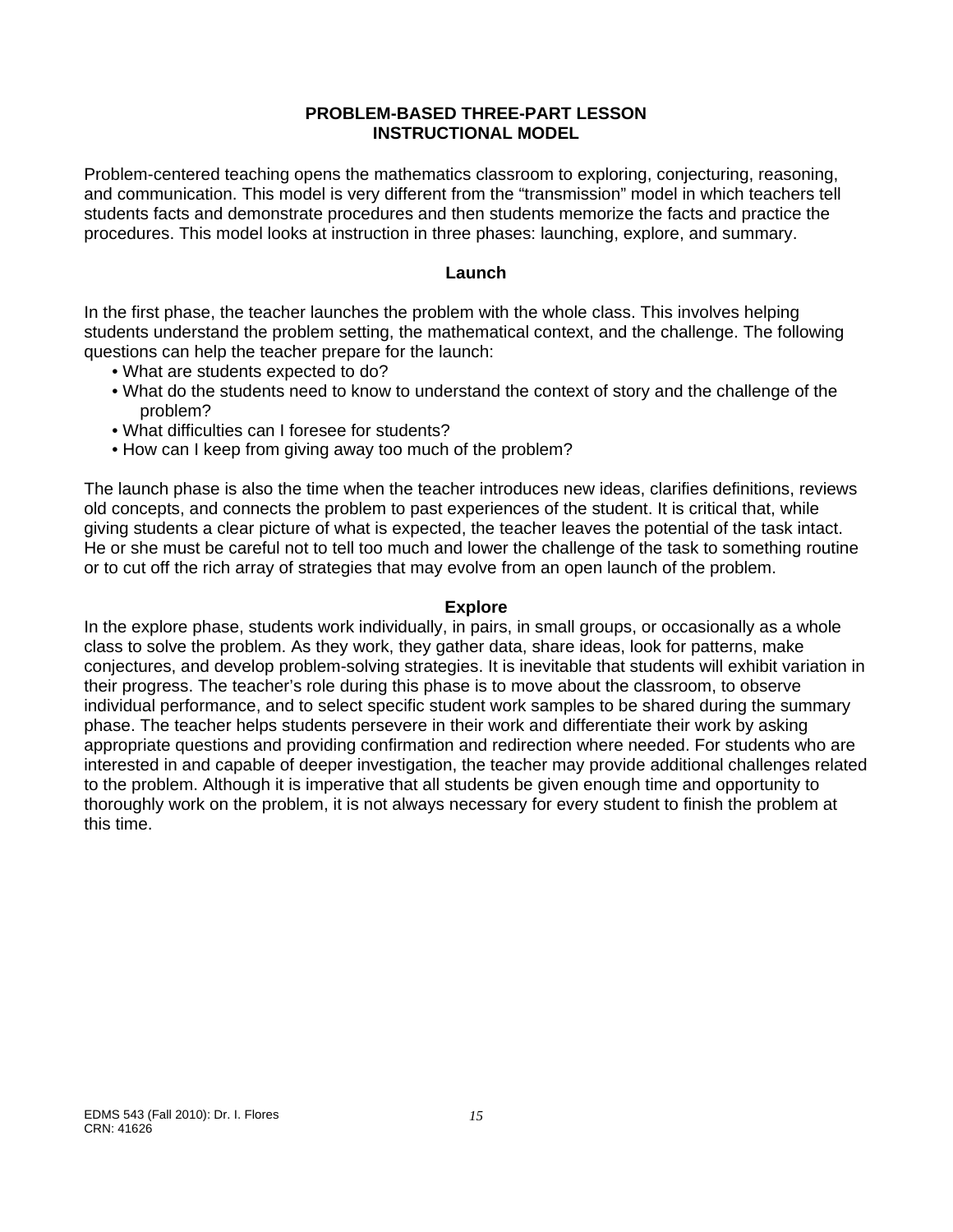## PROBLEM-BASED THREE-PART LESSON INSTRUCTIONAL MODEL

Problem-centered teaching opens the mathematics classroom to exploring, conjecturing, reasoning, and communication. This model is very different from the "transmission" model in which teachers tell students facts and demonstrate procedures and then students memorize the facts and practice the procedures. This model looks at instruction in three phases: launching, explore, and summary.

### Launch

In the first phase, the teacher launches the problem with the whole class. This involves helping students understand the problem setting, the mathematical context, and the challenge. The following questions can help the teacher prepare for the launch:

- What are students expected to do?
- What do the students need to know to understand the context of story and the challenge of the problem?
- What difficulties can I foresee for students?
- How can I keep from giving away too much of the problem?

The launch phase is also the time when the teacher introduces new ideas, clarifies definitions, reviews old concepts, and connects the problem to past experiences of the student. It is critical that, while giving students a clear picture of what is expected, the teacher leaves the potential of the task intact. He or she must be careful not to tell too much and lower the challenge of the task to something routine or to cut off the rich array of strategies that may evolve from an open launch of the problem.

### Explore

In the explore phase, students work individually, in pairs, in small groups, or occasionally as a whole class to solve the problem. As they work, they gather data, share ideas, look for patterns, make conjectures, and develop problem-solving strategies. It is inevitable that students will exhibit variation in their progress. The teacher's role during this phase is to move about the classroom, to observe individual performance, and to select specific student work samples to be shared during the summary phase. The teacher helps students persevere in their work and differentiate their work by asking appropriate questions and providing confirmation and redirection where needed. For students who are interested in and capable of deeper investigation, the teacher may provide additional challenges related to the problem. Although it is imperative that all students be given enough time and opportunity to thoroughly work on the problem, it is not always necessary for every student to finish the problem at this time.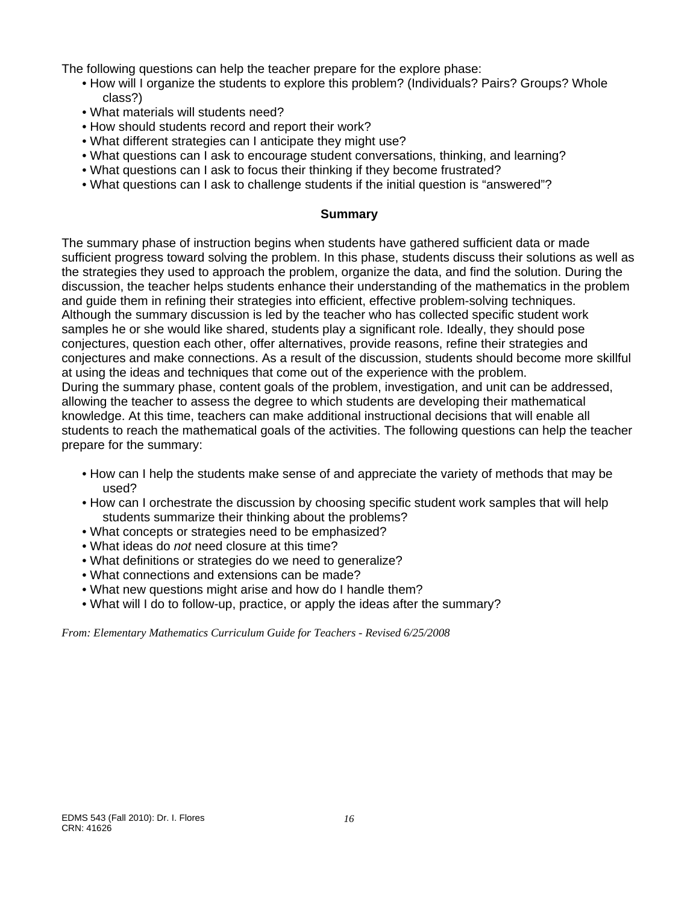The following questions can help the teacher prepare for the explore phase:

- How will I organize the students to explore this problem? (Individuals? Pairs? Groups? Whole class?)
- What materials will students need?
- How should students record and report their work?
- What different strategies can I anticipate they might use?
- What questions can I ask to encourage student conversations, thinking, and learning?
- What questions can I ask to focus their thinking if they become frustrated?
- What questions can I ask to challenge students if the initial question is "answered"?

### Summary

The summary phase of instruction begins when students have gathered sufficient data or made sufficient progress toward solving the problem. In this phase, students discuss their solutions as well as the strategies they used to approach the problem, organize the data, and find the solution. During the discussion, the teacher helps students enhance their understanding of the mathematics in the problem and guide them in refining their strategies into efficient, effective problem-solving techniques. Although the summary discussion is led by the teacher who has collected specific student work samples he or she would like shared, students play a significant role. Ideally, they should pose conjectures, question each other, offer alternatives, provide reasons, refine their strategies and conjectures and make connections. As a result of the discussion, students should become more skillful at using the ideas and techniques that come out of the experience with the problem.

During the summary phase, content goals of the problem, investigation, and unit can be addressed, allowing the teacher to assess the degree to which students are developing their mathematical knowledge. At this time, teachers can make additional instructional decisions that will enable all students to reach the mathematical goals of the activities. The following questions can help the teacher prepare for the summary:

- How can I help the students make sense of and appreciate the variety of methods that may be used?
- How can I orchestrate the discussion by choosing specific student work samples that will help students summarize their thinking about the problems?
- What concepts or strategies need to be emphasized?
- What ideas do *not* need closure at this time?
- What definitions or strategies do we need to generalize?
- What connections and extensions can be made?
- What new questions might arise and how do I handle them?
- What will I do to follow-up, practice, or apply the ideas after the summary?

*From: Elementary Mathematics Curriculum Guide for Teachers - Revised 6/25/2008*